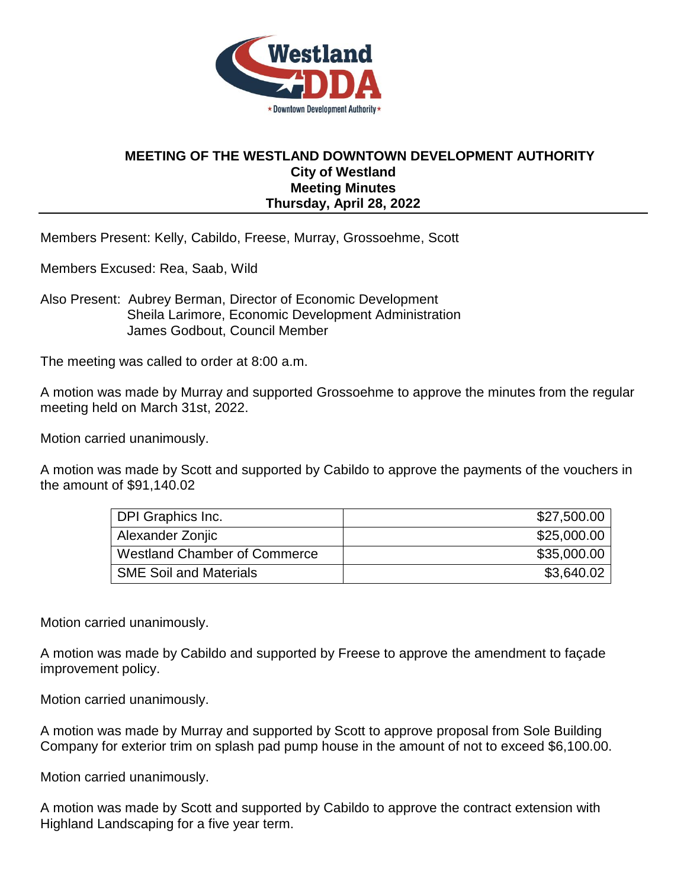# MEETING OF THE WESTLAND DOWNTOWN DEVELOPMENT AUTHORITY

## City of Westland

## Meeting Minutes

## Thursday, April 28, 2022

Members Present: Kelly, Cabildo, Freese, Murray, Grossoehme, Scott

Members Excused: Rea, Saab, Wild

Also Present: Aubrey Berman, Director of Economic Development
Sheila Larimore, Economic Development Administration
James Godbout, Council Member

The meeting was called to order at 8:00 a.m.

A motion was made by Murray and supported Grossoehme to approve the minutes from the regular meeting held on March 31st, 2022.

Motion carried unanimously.

A motion was made by Scott and supported by Cabildo to approve the payments of the vouchers in the amount of $91,140.02

| | |
|---|---:|
| DPI Graphics Inc. | $27,500.00 |
| Alexander Zonjic | $25,000.00 |
| Westland Chamber of Commerce | $35,000.00 |
| SME Soil and Materials | $3,640.02 |

Motion carried unanimously.

A motion was made by Cabildo and supported by Freese to approve the amendment to façade improvement policy.

Motion carried unanimously.

A motion was made by Murray and supported by Scott to approve proposal from Sole Building Company for exterior trim on splash pad pump house in the amount of not to exceed $6,100.00.

Motion carried unanimously.

A motion was made by Scott and supported by Cabildo to approve the contract extension with Highland Landscaping for a five year term.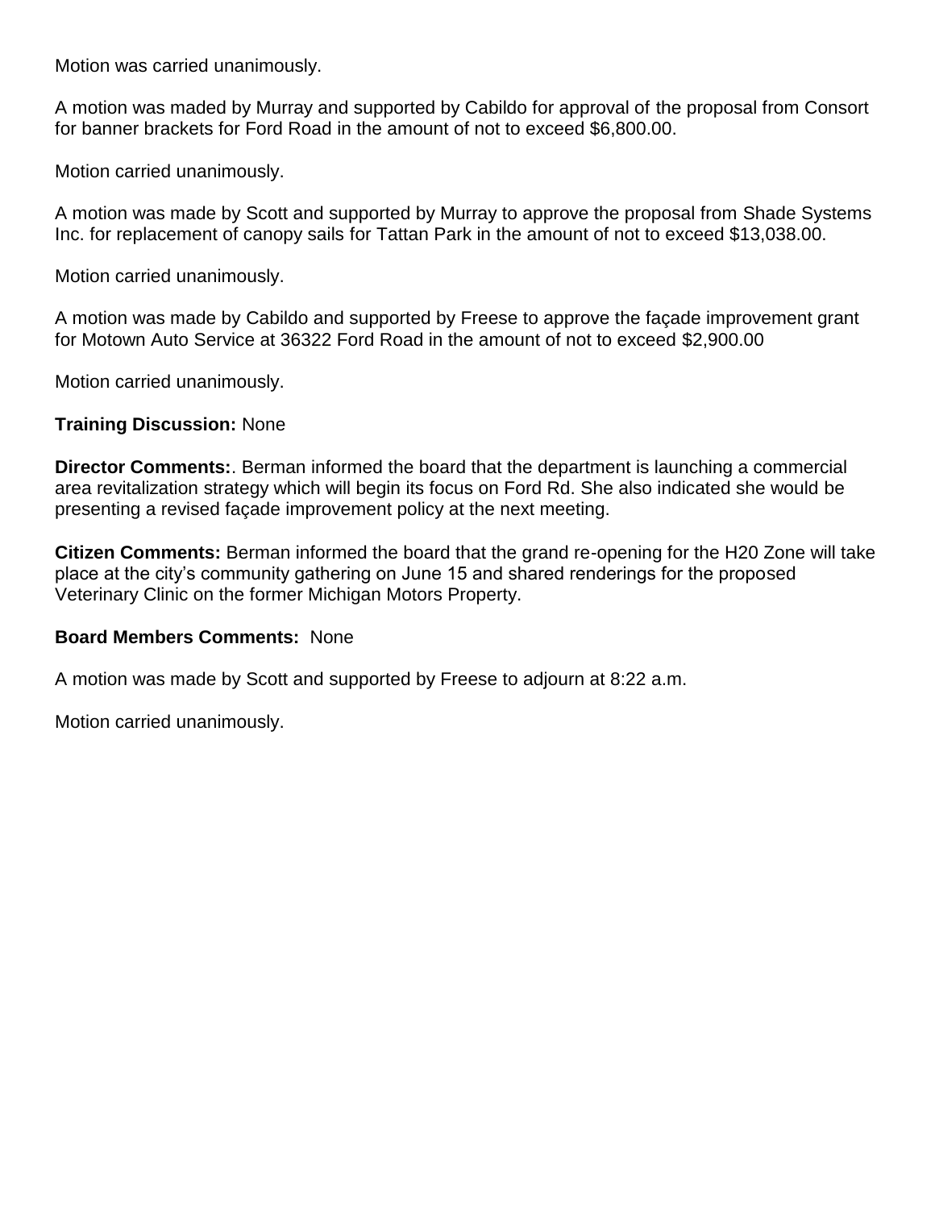Motion was carried unanimously.

A motion was maded by Murray and supported by Cabildo for approval of the proposal from Consort for banner brackets for Ford Road in the amount of not to exceed $6,800.00.

Motion carried unanimously.

A motion was made by Scott and supported by Murray to approve the proposal from Shade Systems Inc. for replacement of canopy sails for Tattan Park in the amount of not to exceed $13,038.00.

Motion carried unanimously.

A motion was made by Cabildo and supported by Freese to approve the façade improvement grant for Motown Auto Service at 36322 Ford Road in the amount of not to exceed $2,900.00

Motion carried unanimously.

**Training Discussion:** None

**Director Comments:**. Berman informed the board that the department is launching a commercial area revitalization strategy which will begin its focus on Ford Rd. She also indicated she would be presenting a revised façade improvement policy at the next meeting.

**Citizen Comments:** Berman informed the board that the grand re-opening for the H20 Zone will take place at the city's community gathering on June 15 and shared renderings for the proposed Veterinary Clinic on the former Michigan Motors Property.

**Board Members Comments:** None

A motion was made by Scott and supported by Freese to adjourn at 8:22 a.m.

Motion carried unanimously.